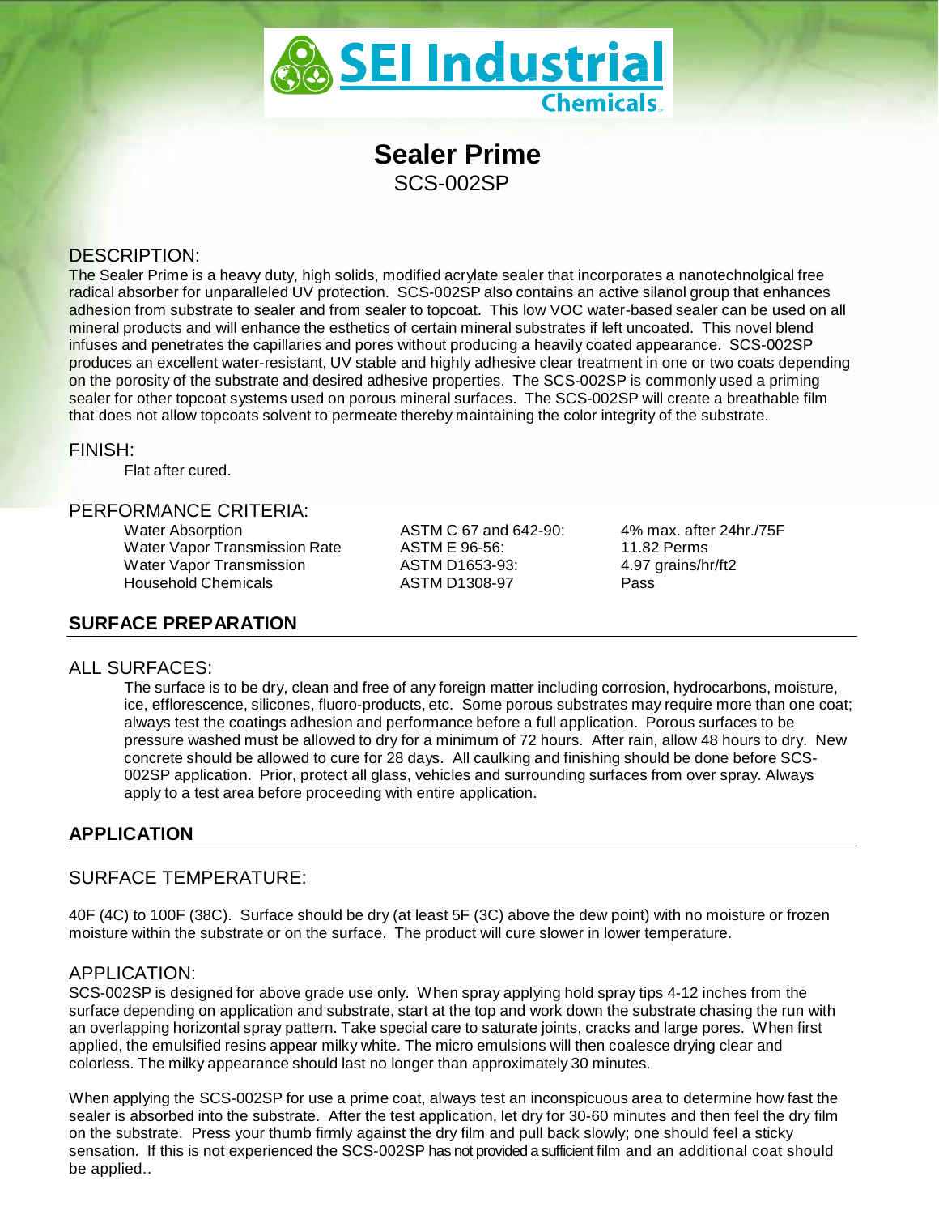# Sealer Prime

SCS-002SP

## DESCRIPTION:

The Sealer Prime is a heavy duty, high solids, modified acrylate sealer that incorporates a nanotechnolgical free radical absorber for unparalleled UV protection. SCS-002SP also contains an active silanol group that enhances adhesion from substrate to sealer and from sealer to topcoat. This low VOC water-based sealer can be used on all mineral products and will enhance the esthetics of certain mineral substrates if left uncoated. This novel blend infuses and penetrates the capillaries and pores without producing a heavily coated appearance. SCS-002SP produces an excellent water-resistant, UV stable and highly adhesive clear treatment in one or two coats depending on the porosity of the substrate and desired adhesive properties. The SCS-002SP is commonly used a priming sealer for other topcoat systems used on porous mineral surfaces. The SCS-002SP will create a breathable film that does not allow topcoats solvent to permeate thereby maintaining the color integrity of the substrate.

## FINISH:

Flat after cured.

## PERFORMANCE CRITERIA:

| | | |
|---|---|---|
| Water Absorption | ASTM C 67 and 642-90: | 4% max. after 24hr./75F |
| Water Vapor Transmission Rate | ASTM E 96-56: | 11.82 Perms |
| Water Vapor Transmission | ASTM D1653-93: | 4.97 grains/hr/ft2 |
| Household Chemicals | ASTM D1308-97 | Pass |

## SURFACE PREPARATION

### ALL SURFACES:

The surface is to be dry, clean and free of any foreign matter including corrosion, hydrocarbons, moisture, ice, efflorescence, silicones, fluoro-products, etc. Some porous substrates may require more than one coat; always test the coatings adhesion and performance before a full application. Porous surfaces to be pressure washed must be allowed to dry for a minimum of 72 hours. After rain, allow 48 hours to dry. New concrete should be allowed to cure for 28 days. All caulking and finishing should be done before SCS-002SP application. Prior, protect all glass, vehicles and surrounding surfaces from over spray. Always apply to a test area before proceeding with entire application.

## APPLICATION

### SURFACE TEMPERATURE:

40F (4C) to 100F (38C). Surface should be dry (at least 5F (3C) above the dew point) with no moisture or frozen moisture within the substrate or on the surface. The product will cure slower in lower temperature.

### APPLICATION:

SCS-002SP is designed for above grade use only. When spray applying hold spray tips 4-12 inches from the surface depending on application and substrate, start at the top and work down the substrate chasing the run with an overlapping horizontal spray pattern. Take special care to saturate joints, cracks and large pores. When first applied, the emulsified resins appear milky white. The micro emulsions will then coalesce drying clear and colorless. The milky appearance should last no longer than approximately 30 minutes.

When applying the SCS-002SP for use a prime coat, always test an inconspicuous area to determine how fast the sealer is absorbed into the substrate. After the test application, let dry for 30-60 minutes and then feel the dry film on the substrate. Press your thumb firmly against the dry film and pull back slowly; one should feel a sticky sensation. If this is not experienced the SCS-002SP has not provided a sufficient film and an additional coat should be applied..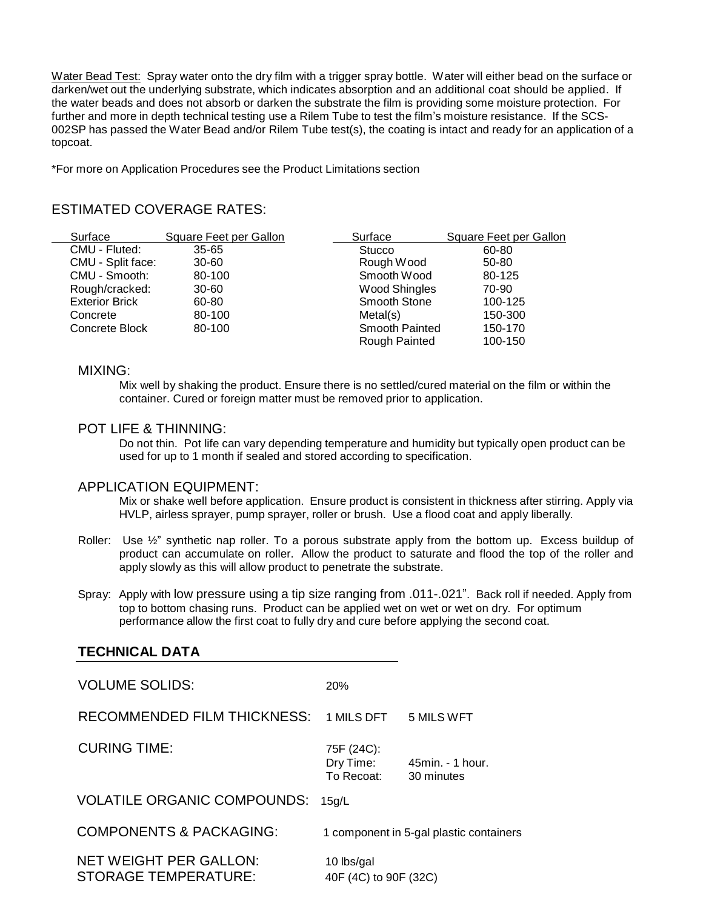Water Bead Test: Spray water onto the dry film with a trigger spray bottle. Water will either bead on the surface or darken/wet out the underlying substrate, which indicates absorption and an additional coat should be applied. If the water beads and does not absorb or darken the substrate the film is providing some moisture protection. For further and more in depth technical testing use a Rilem Tube to test the film's moisture resistance. If the SCS-002SP has passed the Water Bead and/or Rilem Tube test(s), the coating is intact and ready for an application of a topcoat.

*For more on Application Procedures see the Product Limitations section

## ESTIMATED COVERAGE RATES:

| Surface | Square Feet per Gallon | Surface | Square Feet per Gallon |
|---|---|---|---|
| CMU - Fluted: | 35-65 | Stucco | 60-80 |
| CMU - Split face: | 30-60 | Rough Wood | 50-80 |
| CMU - Smooth: | 80-100 | Smooth Wood | 80-125 |
| Rough/cracked: | 30-60 | Wood Shingles | 70-90 |
| Exterior Brick | 60-80 | Smooth Stone | 100-125 |
| Concrete | 80-100 | Metal(s) | 150-300 |
| Concrete Block | 80-100 | Smooth Painted | 150-170 |
| | | Rough Painted | 100-150 |

### MIXING:

Mix well by shaking the product. Ensure there is no settled/cured material on the film or within the container. Cured or foreign matter must be removed prior to application.

### POT LIFE & THINNING:

Do not thin. Pot life can vary depending temperature and humidity but typically open product can be used for up to 1 month if sealed and stored according to specification.

### APPLICATION EQUIPMENT:

Mix or shake well before application. Ensure product is consistent in thickness after stirring. Apply via HVLP, airless sprayer, pump sprayer, roller or brush. Use a flood coat and apply liberally.

Roller: Use ½" synthetic nap roller. To a porous substrate apply from the bottom up. Excess buildup of product can accumulate on roller. Allow the product to saturate and flood the top of the roller and apply slowly as this will allow product to penetrate the substrate.

Spray: Apply with low pressure using a tip size ranging from .011-.021". Back roll if needed. Apply from top to bottom chasing runs. Product can be applied wet on wet or wet on dry. For optimum performance allow the first coat to fully dry and cure before applying the second coat.

### TECHNICAL DATA

| | | |
|---|---|---|
| VOLUME SOLIDS: | 20% | |
| RECOMMENDED FILM THICKNESS: | 1 MILS DFT | 5 MILS WFT |
| CURING TIME: | 75F (24C): | |
| | Dry Time: | 45min. - 1 hour. |
| | To Recoat: | 30 minutes |
| VOLATILE ORGANIC COMPOUNDS: | 15g/L | |
| COMPONENTS & PACKAGING: | 1 component in 5-gal plastic containers | |
| NET WEIGHT PER GALLON: | 10 lbs/gal | |
| STORAGE TEMPERATURE: | 40F (4C) to 90F (32C) | |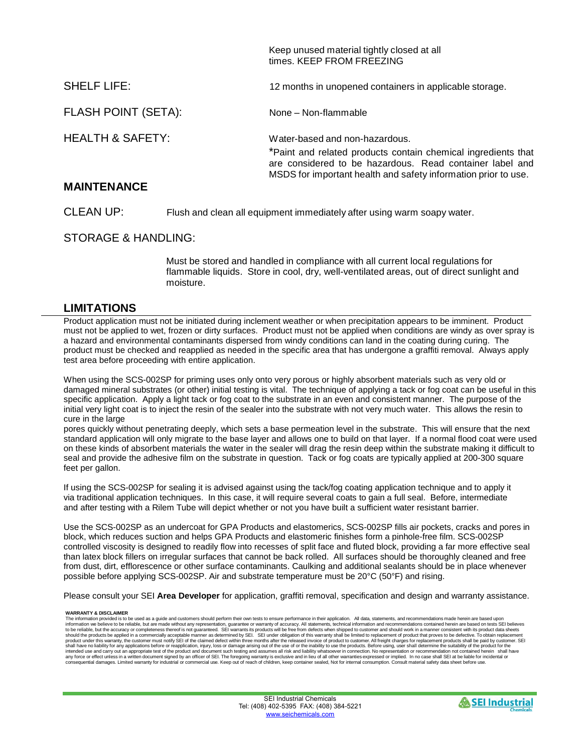Keep unused material tightly closed at all times. KEEP FROM FREEZING

SHELF LIFE: 12 months in unopened containers in applicable storage.

FLASH POINT (SETA): None – Non-flammable

HEALTH & SAFETY: Water-based and non-hazardous.

*Paint and related products contain chemical ingredients that are considered to be hazardous. Read container label and MSDS for important health and safety information prior to use.

## MAINTENANCE

CLEAN UP: Flush and clean all equipment immediately after using warm soapy water.

STORAGE & HANDLING:

Must be stored and handled in compliance with all current local regulations for flammable liquids. Store in cool, dry, well-ventilated areas, out of direct sunlight and moisture.

## LIMITATIONS

Product application must not be initiated during inclement weather or when precipitation appears to be imminent. Product must not be applied to wet, frozen or dirty surfaces. Product must not be applied when conditions are windy as over spray is a hazard and environmental contaminants dispersed from windy conditions can land in the coating during curing. The product must be checked and reapplied as needed in the specific area that has undergone a graffiti removal. Always apply test area before proceeding with entire application.

When using the SCS-002SP for priming uses only onto very porous or highly absorbent materials such as very old or damaged mineral substrates (or other) initial testing is vital. The technique of applying a tack or fog coat can be useful in this specific application. Apply a light tack or fog coat to the substrate in an even and consistent manner. The purpose of the initial very light coat is to inject the resin of the sealer into the substrate with not very much water. This allows the resin to cure in the large pores quickly without penetrating deeply, which sets a base permeation level in the substrate. This will ensure that the next standard application will only migrate to the base layer and allows one to build on that layer. If a normal flood coat were used on these kinds of absorbent materials the water in the sealer will drag the resin deep within the substrate making it difficult to seal and provide the adhesive film on the substrate in question. Tack or fog coats are typically applied at 200-300 square feet per gallon.

If using the SCS-002SP for sealing it is advised against using the tack/fog coating application technique and to apply it via traditional application techniques. In this case, it will require several coats to gain a full seal. Before, intermediate and after testing with a Rilem Tube will depict whether or not you have built a sufficient water resistant barrier.

Use the SCS-002SP as an undercoat for GPA Products and elastomerics, SCS-002SP fills air pockets, cracks and pores in block, which reduces suction and helps GPA Products and elastomeric finishes form a pinhole-free film. SCS-002SP controlled viscosity is designed to readily flow into recesses of split face and fluted block, providing a far more effective seal than latex block fillers on irregular surfaces that cannot be back rolled. All surfaces should be thoroughly cleaned and free from dust, dirt, efflorescence or other surface contaminants. Caulking and additional sealants should be in place whenever possible before applying SCS-002SP. Air and substrate temperature must be 20°C (50°F) and rising.

Please consult your SEI **Area Developer** for application, graffiti removal, specification and design and warranty assistance.

**WARRANTY & DISCLAIMER**

The information provided is to be used as a guide and customers should perform their own tests to ensure performance in their application. All data, statements, and recommendations made herein are based upon information we believe to be reliable, but are made without any representation, guarantee or warranty of accuracy. All statements, technical information and recommendations contained herein are based on tests SEI believes to be reliable, but the accuracy or completeness thereof is not guaranteed. SEI warrants its products will be free from defects when shipped to customer and should work in a manner consistent with its product data sheets should the products be applied in a commercially acceptable manner as determined by SEI. SEI under obligation of this warranty shall be limited to replacement of product that proves to be defective. To obtain replacement product under this warranty, the customer must notify SEI of the claimed defect within three months after the released invoice of product to customer. All freight charges for replacement products shall be paid by customer. SEI shall have no liability for any applications before or reapplication, injury, loss or damage arising out of the use of or the inability to use the products. Before using, user shall determine the suitability of the product for the intended use and carry out an appropriate test of the product and document such testing and assumes all risk and liability whatsoever in connection. No representation or recommendation not contained herein shall have any force or effect unless in a written document signed by an officer of SEI. The foregoing warranty is exclusive and in lieu of all other warranties expressed or implied. In no case shall SEI at be liable for incidental or consequential damages. Limited warranty for industrial or commercial use. Keep out of reach of children, keep container sealed, Not for internal consumption. Consult material safety data sheet before use.

SEI Industrial Chemicals
Tel: (408) 402-5395 FAX: (408) 384-5221
www.seichemicals.com